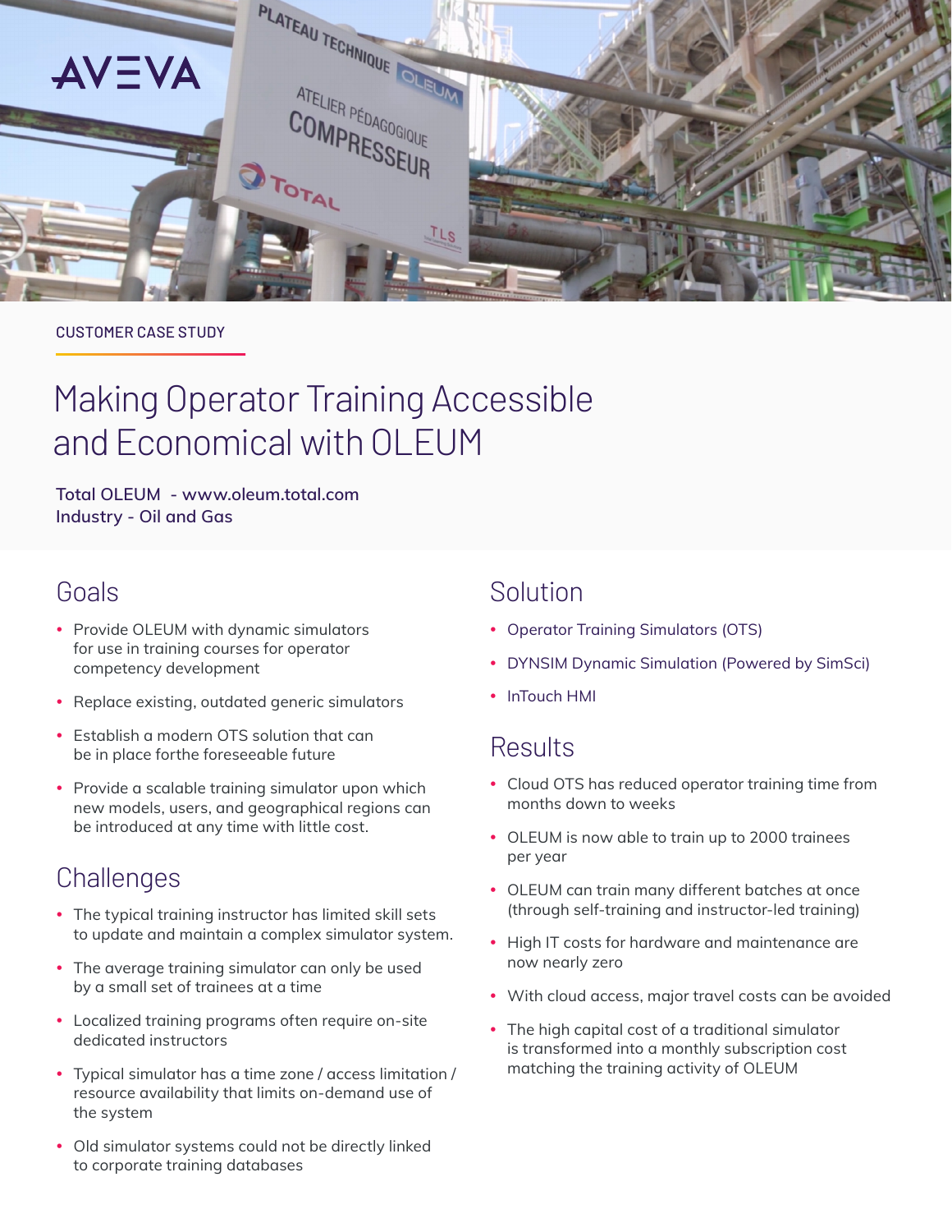AVEVA

CUSTOMER CASE STUDY

# Making Operator Training Accessible and Economical with OLEUM

**Total OLEUM - www.oleum.total.com**
**Industry - Oil and Gas**

## Goals

- Provide OLEUM with dynamic simulators for use in training courses for operator competency development
- Replace existing, outdated generic simulators
- Establish a modern OTS solution that can be in place forthe foreseeable future
- Provide a scalable training simulator upon which new models, users, and geographical regions can be introduced at any time with little cost.

## Challenges

- The typical training instructor has limited skill sets to update and maintain a complex simulator system.
- The average training simulator can only be used by a small set of trainees at a time
- Localized training programs often require on-site dedicated instructors
- Typical simulator has a time zone / access limitation / resource availability that limits on-demand use of the system
- Old simulator systems could not be directly linked to corporate training databases

## Solution

- Operator Training Simulators (OTS)
- DYNSIM Dynamic Simulation (Powered by SimSci)
- InTouch HMI

## Results

- Cloud OTS has reduced operator training time from months down to weeks
- OLEUM is now able to train up to 2000 trainees per year
- OLEUM can train many different batches at once (through self-training and instructor-led training)
- High IT costs for hardware and maintenance are now nearly zero
- With cloud access, major travel costs can be avoided
- The high capital cost of a traditional simulator is transformed into a monthly subscription cost matching the training activity of OLEUM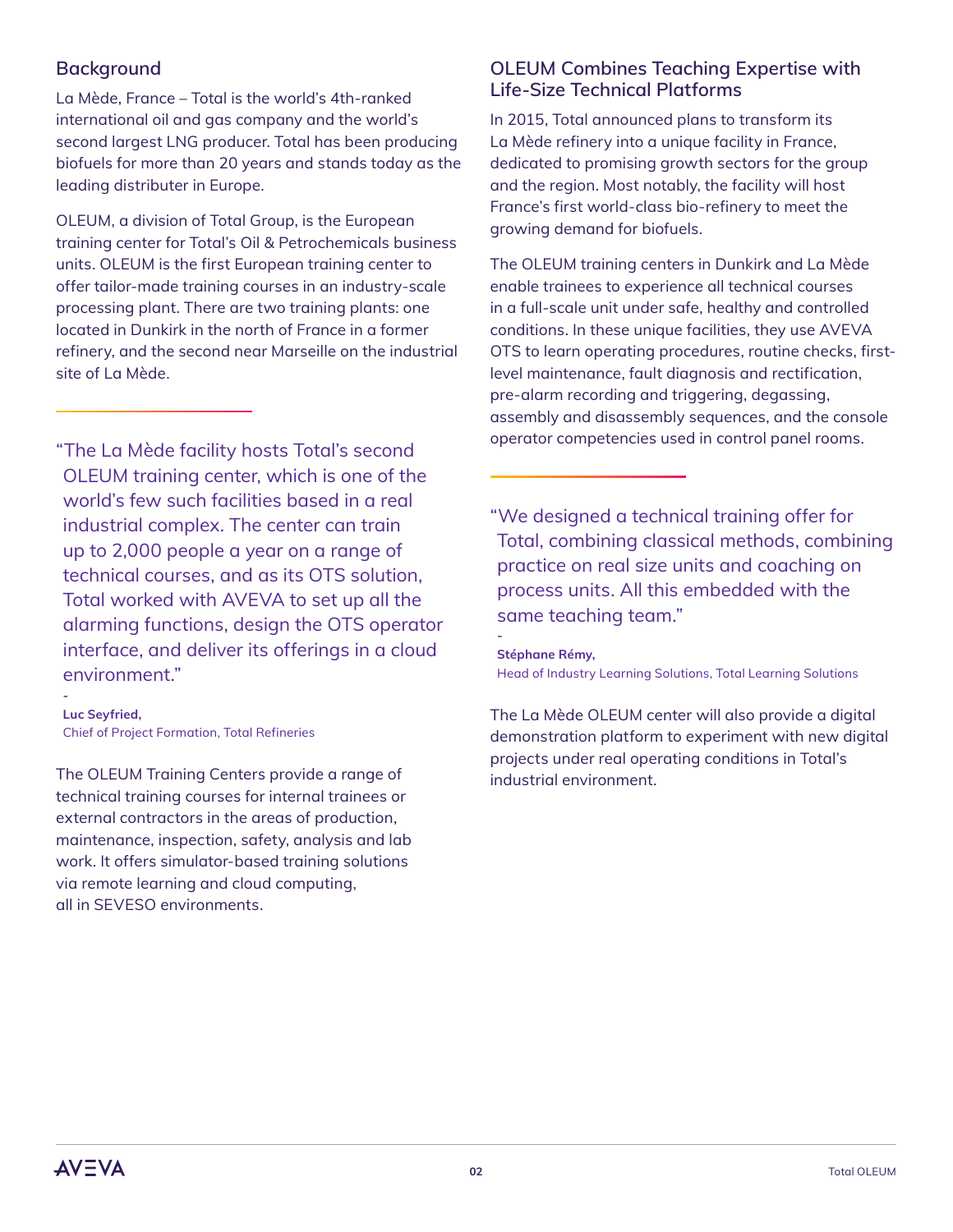## Background

La Mède, France – Total is the world's 4th-ranked international oil and gas company and the world's second largest LNG producer. Total has been producing biofuels for more than 20 years and stands today as the leading distributer in Europe.

OLEUM, a division of Total Group, is the European training center for Total's Oil & Petrochemicals business units. OLEUM is the first European training center to offer tailor-made training courses in an industry-scale processing plant. There are two training plants: one located in Dunkirk in the north of France in a former refinery, and the second near Marseille on the industrial site of La Mède.

> "The La Mède facility hosts Total's second OLEUM training center, which is one of the world's few such facilities based in a real industrial complex. The center can train up to 2,000 people a year on a range of technical courses, and as its OTS solution, Total worked with AVEVA to set up all the alarming functions, design the OTS operator interface, and deliver its offerings in a cloud environment."
>
> \-
> **Luc Seyfried,**
> Chief of Project Formation, Total Refineries

The OLEUM Training Centers provide a range of technical training courses for internal trainees or external contractors in the areas of production, maintenance, inspection, safety, analysis and lab work. It offers simulator-based training solutions via remote learning and cloud computing, all in SEVESO environments.

## OLEUM Combines Teaching Expertise with Life-Size Technical Platforms

In 2015, Total announced plans to transform its La Mède refinery into a unique facility in France, dedicated to promising growth sectors for the group and the region. Most notably, the facility will host France's first world-class bio-refinery to meet the growing demand for biofuels.

The OLEUM training centers in Dunkirk and La Mède enable trainees to experience all technical courses in a full-scale unit under safe, healthy and controlled conditions. In these unique facilities, they use AVEVA OTS to learn operating procedures, routine checks, first-level maintenance, fault diagnosis and rectification, pre-alarm recording and triggering, degassing, assembly and disassembly sequences, and the console operator competencies used in control panel rooms.

> "We designed a technical training offer for Total, combining classical methods, combining practice on real size units and coaching on process units. All this embedded with the same teaching team."
>
> \-
> **Stéphane Rémy,**
> Head of Industry Learning Solutions, Total Learning Solutions

The La Mède OLEUM center will also provide a digital demonstration platform to experiment with new digital projects under real operating conditions in Total's industrial environment.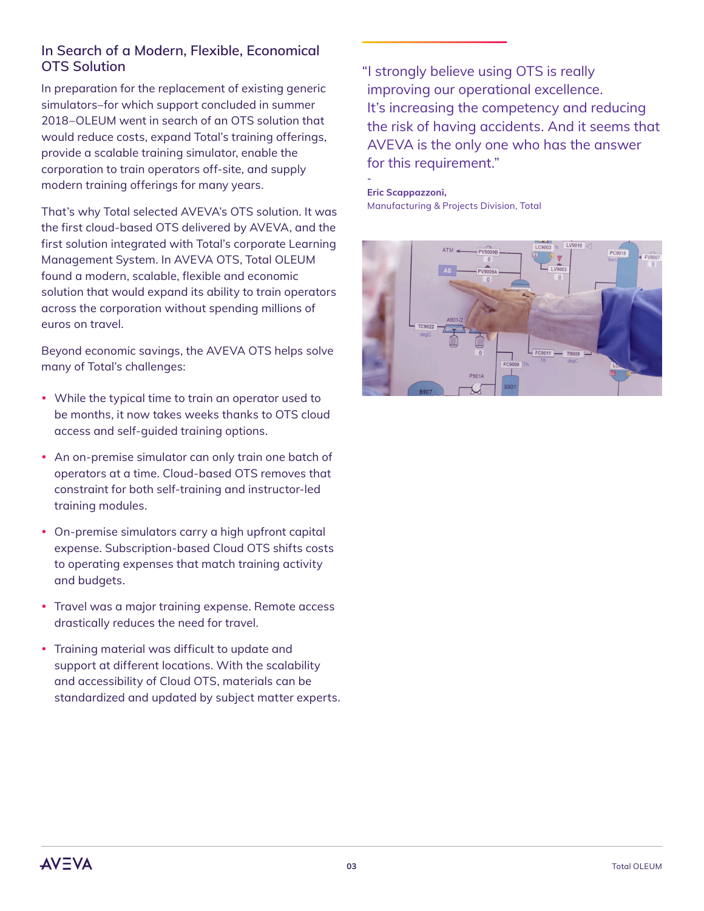## In Search of a Modern, Flexible, Economical OTS Solution

In preparation for the replacement of existing generic simulators–for which support concluded in summer 2018–OLEUM went in search of an OTS solution that would reduce costs, expand Total's training offerings, provide a scalable training simulator, enable the corporation to train operators off-site, and supply modern training offerings for many years.

That's why Total selected AVEVA's OTS solution. It was the first cloud-based OTS delivered by AVEVA, and the first solution integrated with Total's corporate Learning Management System. In AVEVA OTS, Total OLEUM found a modern, scalable, flexible and economic solution that would expand its ability to train operators across the corporation without spending millions of euros on travel.

Beyond economic savings, the AVEVA OTS helps solve many of Total's challenges:

- While the typical time to train an operator used to be months, it now takes weeks thanks to OTS cloud access and self-guided training options.
- An on-premise simulator can only train one batch of operators at a time. Cloud-based OTS removes that constraint for both self-training and instructor-led training modules.
- On-premise simulators carry a high upfront capital expense. Subscription-based Cloud OTS shifts costs to operating expenses that match training activity and budgets.
- Travel was a major training expense. Remote access drastically reduces the need for travel.
- Training material was difficult to update and support at different locations. With the scalability and accessibility of Cloud OTS, materials can be standardized and updated by subject matter experts.

> "I strongly believe using OTS is really improving our operational excellence. It's increasing the competency and reducing the risk of having accidents. And it seems that AVEVA is the only one who has the answer for this requirement."
>
> \-
>
> **Eric Scappazzoni,**
> Manufacturing & Projects Division, Total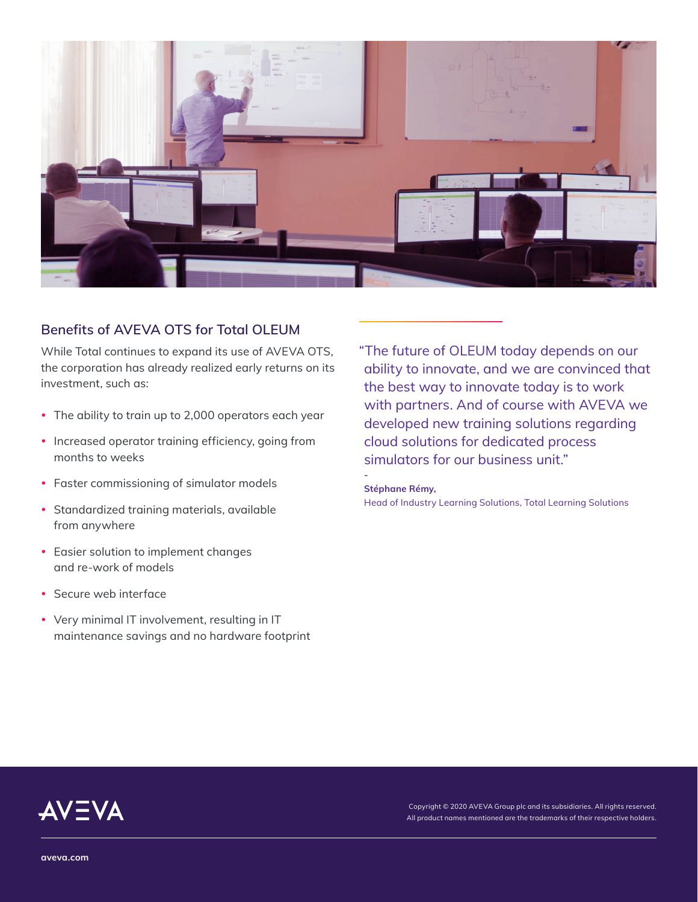## Benefits of AVEVA OTS for Total OLEUM

While Total continues to expand its use of AVEVA OTS, the corporation has already realized early returns on its investment, such as:

- The ability to train up to 2,000 operators each year
- Increased operator training efficiency, going from months to weeks
- Faster commissioning of simulator models
- Standardized training materials, available from anywhere
- Easier solution to implement changes and re-work of models
- Secure web interface
- Very minimal IT involvement, resulting in IT maintenance savings and no hardware footprint

"The future of OLEUM today depends on our ability to innovate, and we are convinced that the best way to innovate today is to work with partners. And of course with AVEVA we developed new training solutions regarding cloud solutions for dedicated process simulators for our business unit."

-

**Stéphane Rémy,**
Head of Industry Learning Solutions, Total Learning Solutions

AVEVA

Copyright © 2020 AVEVA Group plc and its subsidiaries. All rights reserved.
All product names mentioned are the trademarks of their respective holders.

**aveva.com**